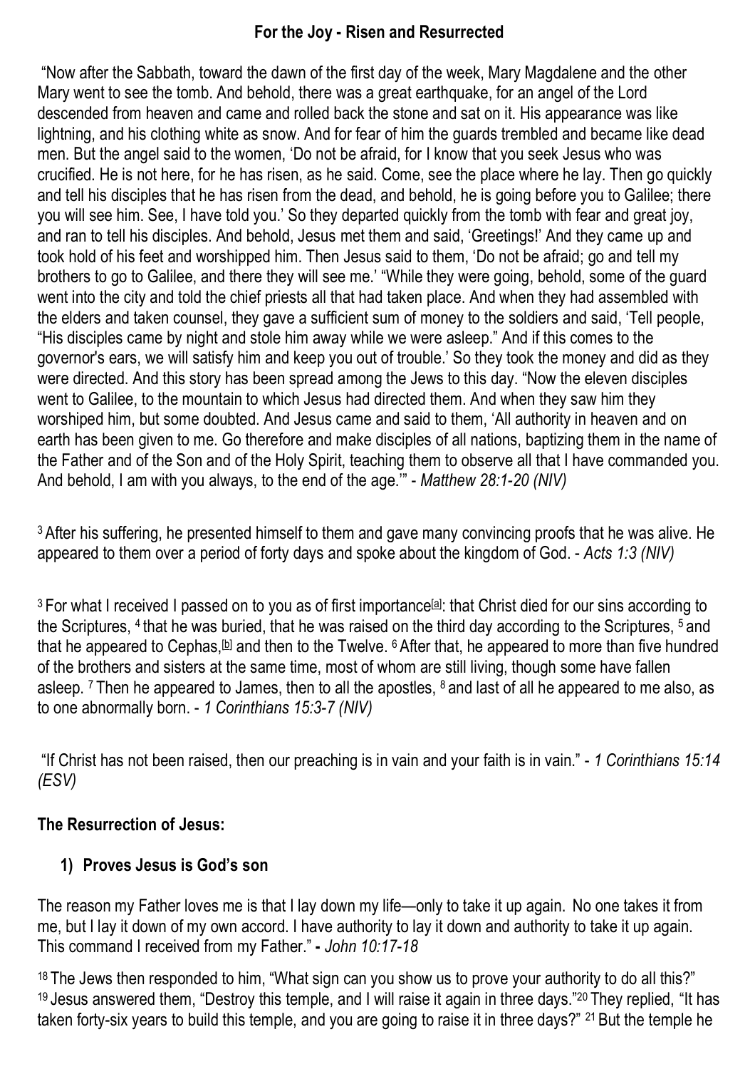# For the Joy - Risen and Resurrected

"Now after the Sabbath, toward the dawn of the first day of the week, Mary Magdalene and the other Mary went to see the tomb. And behold, there was a great earthquake, for an angel of the Lord descended from heaven and came and rolled back the stone and sat on it. His appearance was like lightning, and his clothing white as snow. And for fear of him the guards trembled and became like dead men. But the angel said to the women, 'Do not be afraid, for I know that you seek Jesus who was crucified. He is not here, for he has risen, as he said. Come, see the place where he lay. Then go quickly and tell his disciples that he has risen from the dead, and behold, he is going before you to Galilee; there you will see him. See, I have told you.' So they departed quickly from the tomb with fear and great joy, and ran to tell his disciples. And behold, Jesus met them and said, 'Greetings!' And they came up and took hold of his feet and worshipped him. Then Jesus said to them, 'Do not be afraid; go and tell my brothers to go to Galilee, and there they will see me.' "While they were going, behold, some of the guard went into the city and told the chief priests all that had taken place. And when they had assembled with the elders and taken counsel, they gave a sufficient sum of money to the soldiers and said, 'Tell people, "His disciples came by night and stole him away while we were asleep." And if this comes to the governor's ears, we will satisfy him and keep you out of trouble.' So they took the money and did as they were directed. And this story has been spread among the Jews to this day. "Now the eleven disciples went to Galilee, to the mountain to which Jesus had directed them. And when they saw him they worshiped him, but some doubted. And Jesus came and said to them, 'All authority in heaven and on earth has been given to me. Go therefore and make disciples of all nations, baptizing them in the name of the Father and of the Son and of the Holy Spirit, teaching them to observe all that I have commanded you. And behold, I am with you always, to the end of the age.'" - *Matthew 28:1-20 (NIV)*

[3] After his suffering, he presented himself to them and gave many convincing proofs that he was alive. He appeared to them over a period of forty days and spoke about the kingdom of God. - *Acts 1:3 (NIV)*

[3] For what I received I passed on to you as of first importance[a]: that Christ died for our sins according to the Scriptures, [4] that he was buried, that he was raised on the third day according to the Scriptures, [5] and that he appeared to Cephas,[b] and then to the Twelve. [6] After that, he appeared to more than five hundred of the brothers and sisters at the same time, most of whom are still living, though some have fallen asleep. [7] Then he appeared to James, then to all the apostles, [8] and last of all he appeared to me also, as to one abnormally born. - *1 Corinthians 15:3-7 (NIV)*

"If Christ has not been raised, then our preaching is in vain and your faith is in vain." - *1 Corinthians 15:14 (ESV)*

## The Resurrection of Jesus:

### 1) Proves Jesus is God's son

The reason my Father loves me is that I lay down my life—only to take it up again. No one takes it from me, but I lay it down of my own accord. I have authority to lay it down and authority to take it up again. This command I received from my Father." **-** *John 10:17-18*

[18] The Jews then responded to him, "What sign can you show us to prove your authority to do all this?" [19] Jesus answered them, "Destroy this temple, and I will raise it again in three days."[20] They replied, "It has taken forty-six years to build this temple, and you are going to raise it in three days?" [21] But the temple he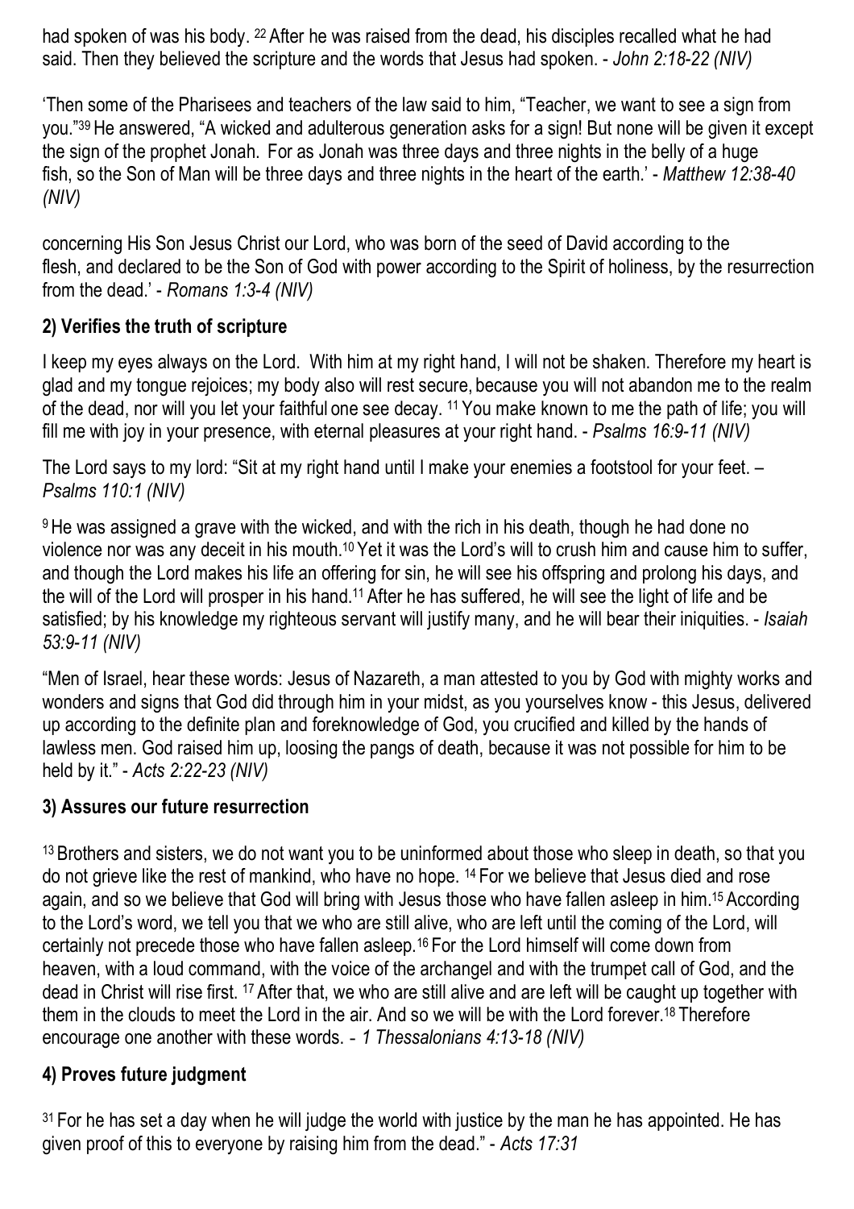had spoken of was his body. [22] After he was raised from the dead, his disciples recalled what he had said. Then they believed the scripture and the words that Jesus had spoken. - *John 2:18-22 (NIV)*

'Then some of the Pharisees and teachers of the law said to him, "Teacher, we want to see a sign from you."[39] He answered, "A wicked and adulterous generation asks for a sign! But none will be given it except the sign of the prophet Jonah. For as Jonah was three days and three nights in the belly of a huge fish, so the Son of Man will be three days and three nights in the heart of the earth.' - *Matthew 12:38-40 (NIV)*

concerning His Son Jesus Christ our Lord, who was born of the seed of David according to the flesh, and declared to be the Son of God with power according to the Spirit of holiness, by the resurrection from the dead.' - *Romans 1:3-4 (NIV)*

## 2) Verifies the truth of scripture

I keep my eyes always on the Lord. With him at my right hand, I will not be shaken. Therefore my heart is glad and my tongue rejoices; my body also will rest secure, because you will not abandon me to the realm of the dead, nor will you let your faithful one see decay. [11] You make known to me the path of life; you will fill me with joy in your presence, with eternal pleasures at your right hand. - *Psalms 16:9-11 (NIV)*

The Lord says to my lord: "Sit at my right hand until I make your enemies a footstool for your feet. – *Psalms 110:1 (NIV)*

[9] He was assigned a grave with the wicked, and with the rich in his death, though he had done no violence nor was any deceit in his mouth.[10] Yet it was the Lord's will to crush him and cause him to suffer, and though the Lord makes his life an offering for sin, he will see his offspring and prolong his days, and the will of the Lord will prosper in his hand.[11] After he has suffered, he will see the light of life and be satisfied; by his knowledge my righteous servant will justify many, and he will bear their iniquities. - *Isaiah 53:9-11 (NIV)*

"Men of Israel, hear these words: Jesus of Nazareth, a man attested to you by God with mighty works and wonders and signs that God did through him in your midst, as you yourselves know - this Jesus, delivered up according to the definite plan and foreknowledge of God, you crucified and killed by the hands of lawless men. God raised him up, loosing the pangs of death, because it was not possible for him to be held by it." - *Acts 2:22-23 (NIV)*

## 3) Assures our future resurrection

[13] Brothers and sisters, we do not want you to be uninformed about those who sleep in death, so that you do not grieve like the rest of mankind, who have no hope. [14] For we believe that Jesus died and rose again, and so we believe that God will bring with Jesus those who have fallen asleep in him.[15] According to the Lord's word, we tell you that we who are still alive, who are left until the coming of the Lord, will certainly not precede those who have fallen asleep.[16] For the Lord himself will come down from heaven, with a loud command, with the voice of the archangel and with the trumpet call of God, and the dead in Christ will rise first. [17] After that, we who are still alive and are left will be caught up together with them in the clouds to meet the Lord in the air. And so we will be with the Lord forever.[18] Therefore encourage one another with these words. - *1 Thessalonians 4:13-18 (NIV)*

## 4) Proves future judgment

[31] For he has set a day when he will judge the world with justice by the man he has appointed. He has given proof of this to everyone by raising him from the dead." - *Acts 17:31*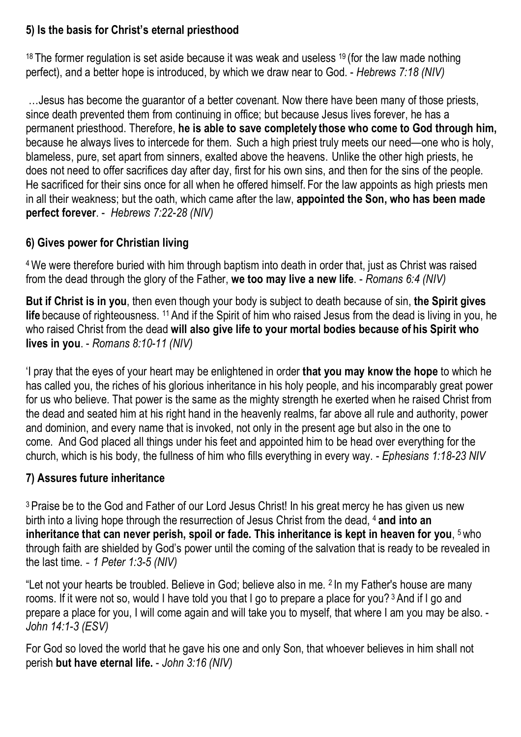### 5) Is the basis for Christ's eternal priesthood

[18] The former regulation is set aside because it was weak and useless [19] (for the law made nothing perfect), and a better hope is introduced, by which we draw near to God. - *Hebrews 7:18 (NIV)*

…Jesus has become the guarantor of a better covenant. Now there have been many of those priests, since death prevented them from continuing in office; but because Jesus lives forever, he has a permanent priesthood. Therefore, **he is able to save completely those who come to God through him,** because he always lives to intercede for them. Such a high priest truly meets our need—one who is holy, blameless, pure, set apart from sinners, exalted above the heavens. Unlike the other high priests, he does not need to offer sacrifices day after day, first for his own sins, and then for the sins of the people. He sacrificed for their sins once for all when he offered himself. For the law appoints as high priests men in all their weakness; but the oath, which came after the law, **appointed the Son, who has been made perfect forever**. - *Hebrews 7:22-28 (NIV)*

### 6) Gives power for Christian living

[4] We were therefore buried with him through baptism into death in order that, just as Christ was raised from the dead through the glory of the Father, **we too may live a new life**. - *Romans 6:4 (NIV)*

**But if Christ is in you**, then even though your body is subject to death because of sin, **the Spirit gives life** because of righteousness. [11] And if the Spirit of him who raised Jesus from the dead is living in you, he who raised Christ from the dead **will also give life to your mortal bodies because of his Spirit who lives in you**. - *Romans 8:10-11 (NIV)*

'I pray that the eyes of your heart may be enlightened in order **that you may know the hope** to which he has called you, the riches of his glorious inheritance in his holy people, and his incomparably great power for us who believe. That power is the same as the mighty strength he exerted when he raised Christ from the dead and seated him at his right hand in the heavenly realms, far above all rule and authority, power and dominion, and every name that is invoked, not only in the present age but also in the one to come. And God placed all things under his feet and appointed him to be head over everything for the church, which is his body, the fullness of him who fills everything in every way. - *Ephesians 1:18-23 NIV*

### 7) Assures future inheritance

[3] Praise be to the God and Father of our Lord Jesus Christ! In his great mercy he has given us new birth into a living hope through the resurrection of Jesus Christ from the dead, [4] **and into an inheritance that can never perish, spoil or fade. This inheritance is kept in heaven for you**, [5] who through faith are shielded by God's power until the coming of the salvation that is ready to be revealed in the last time. - *1 Peter 1:3-5 (NIV)*

"Let not your hearts be troubled. Believe in God; believe also in me. [2] In my Father's house are many rooms. If it were not so, would I have told you that I go to prepare a place for you? [3] And if I go and prepare a place for you, I will come again and will take you to myself, that where I am you may be also. - *John 14:1-3 (ESV)*

For God so loved the world that he gave his one and only Son, that whoever believes in him shall not perish **but have eternal life.** - *John 3:16 (NIV)*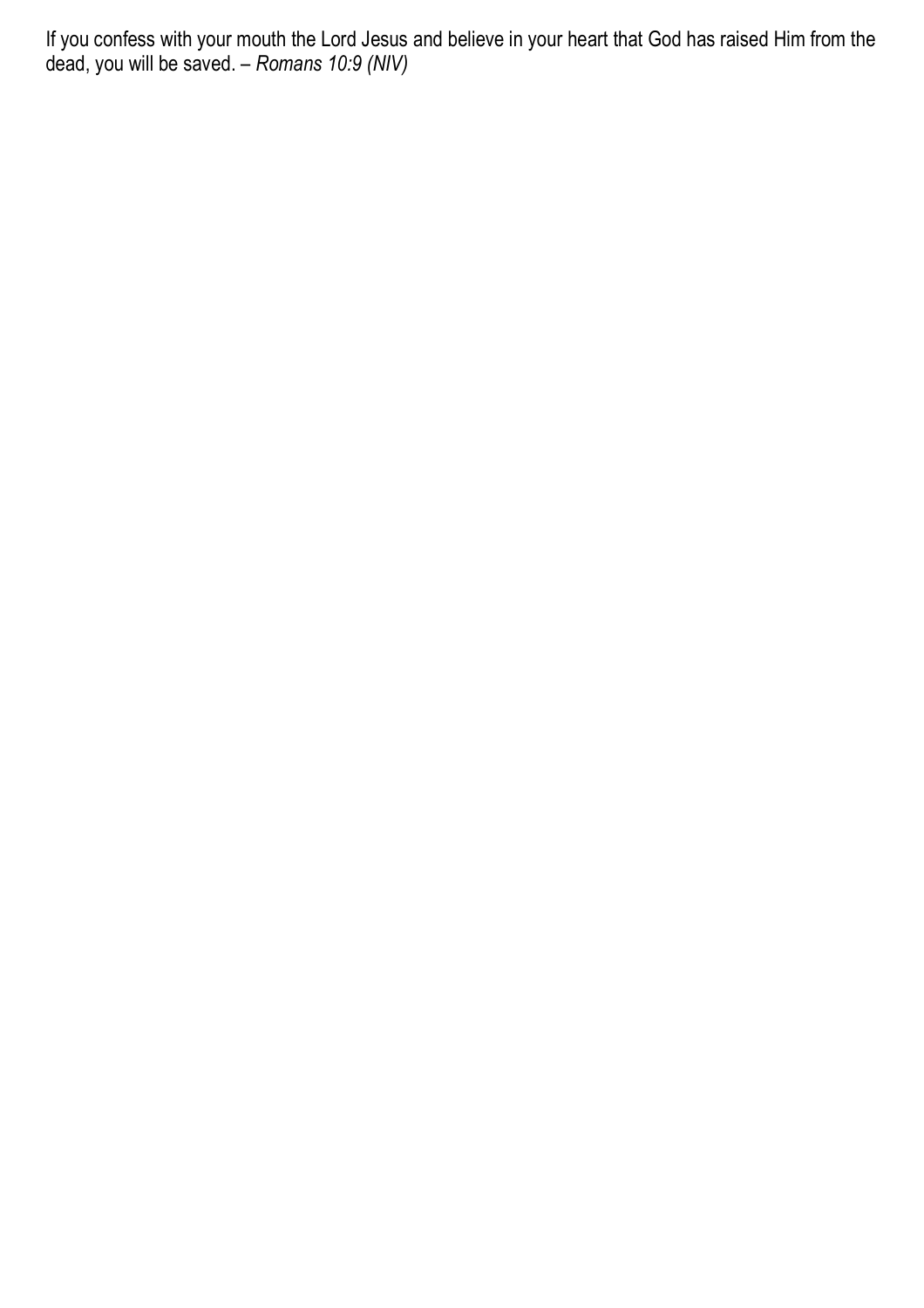If you confess with your mouth the Lord Jesus and believe in your heart that God has raised Him from the dead, you will be saved. – *Romans 10:9 (NIV)*